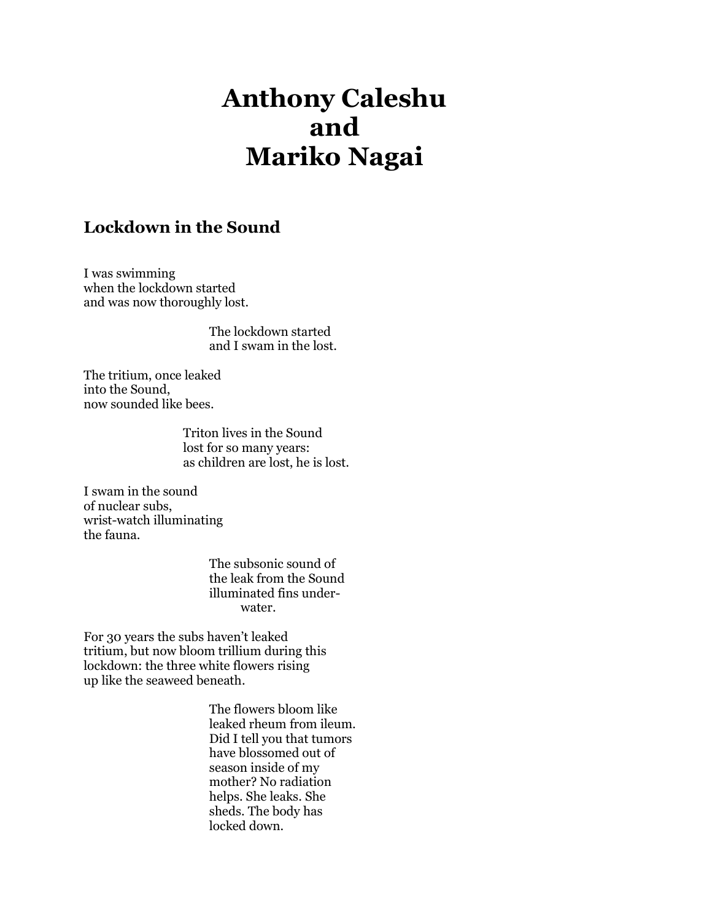# Anthony Caleshu and Mariko Nagai

## Lockdown in the Sound

I was swimming
when the lockdown started
and was now thoroughly lost.

> The lockdown started
> and I swam in the lost.

The tritium, once leaked
into the Sound,
now sounded like bees.

> Triton lives in the Sound
> lost for so many years:
> as children are lost, he is lost.

I swam in the sound
of nuclear subs,
wrist-watch illuminating
the fauna.

> The subsonic sound of
> the leak from the Sound
> illuminated fins under-
>         water.

For 30 years the subs haven't leaked
tritium, but now bloom trillium during this
lockdown: the three white flowers rising
up like the seaweed beneath.

> The flowers bloom like
> leaked rheum from ileum.
> Did I tell you that tumors
> have blossomed out of
> season inside of my
> mother? No radiation
> helps. She leaks. She
> sheds. The body has
> locked down.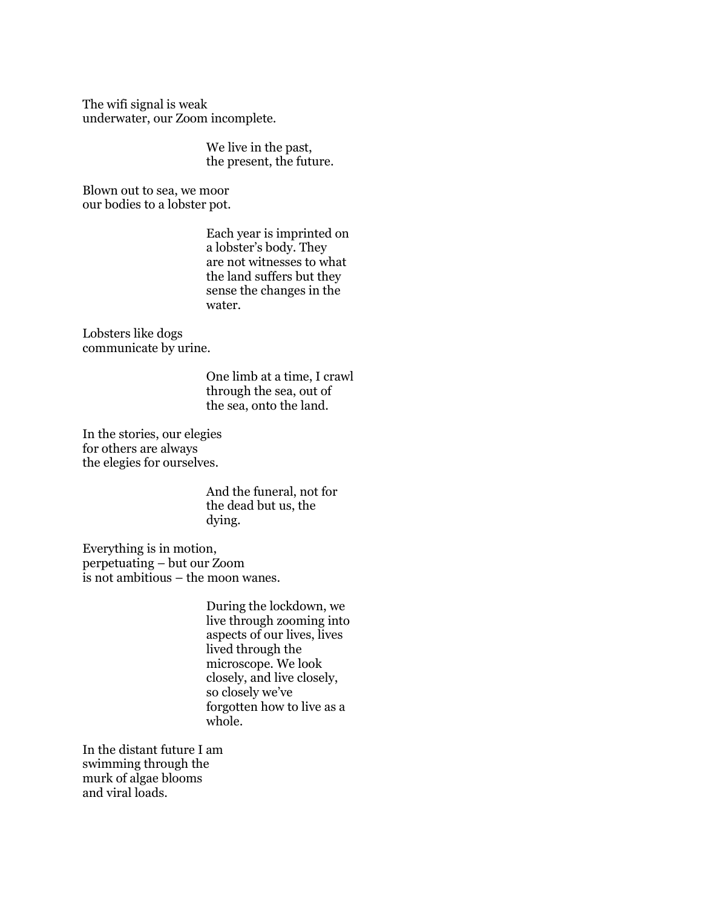The wifi signal is weak
underwater, our Zoom incomplete.

> We live in the past,
> the present, the future.

Blown out to sea, we moor
our bodies to a lobster pot.

> Each year is imprinted on
> a lobster's body. They
> are not witnesses to what
> the land suffers but they
> sense the changes in the
> water.

Lobsters like dogs
communicate by urine.

> One limb at a time, I crawl
> through the sea, out of
> the sea, onto the land.

In the stories, our elegies
for others are always
the elegies for ourselves.

> And the funeral, not for
> the dead but us, the
> dying.

Everything is in motion,
perpetuating – but our Zoom
is not ambitious – the moon wanes.

> During the lockdown, we
> live through zooming into
> aspects of our lives, lives
> lived through the
> microscope. We look
> closely, and live closely,
> so closely we've
> forgotten how to live as a
> whole.

In the distant future I am
swimming through the
murk of algae blooms
and viral loads.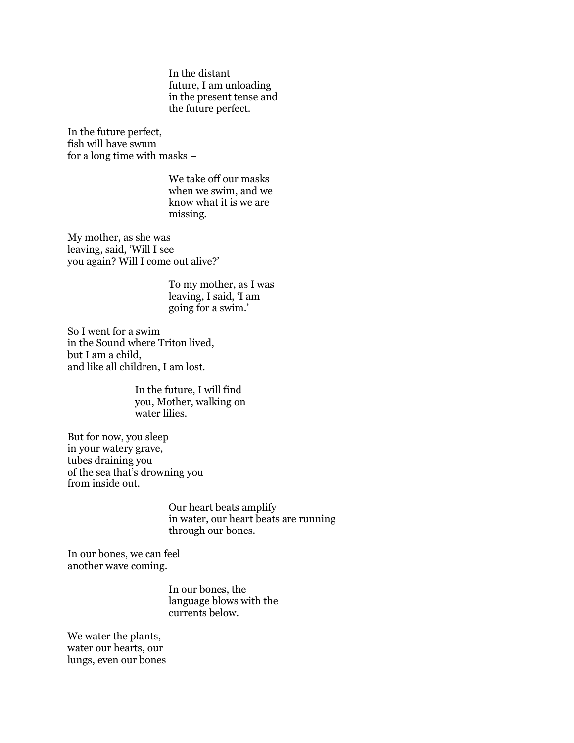In the distant
future, I am unloading
in the present tense and
the future perfect.

In the future perfect,
fish will have swum
for a long time with masks –

We take off our masks
when we swim, and we
know what it is we are
missing.

My mother, as she was
leaving, said, 'Will I see
you again? Will I come out alive?'

To my mother, as I was
leaving, I said, 'I am
going for a swim.'

So I went for a swim
in the Sound where Triton lived,
but I am a child,
and like all children, I am lost.

In the future, I will find
you, Mother, walking on
water lilies.

But for now, you sleep
in your watery grave,
tubes draining you
of the sea that's drowning you
from inside out.

Our heart beats amplify
in water, our heart beats are running
through our bones.

In our bones, we can feel
another wave coming.

In our bones, the
language blows with the
currents below.

We water the plants,
water our hearts, our
lungs, even our bones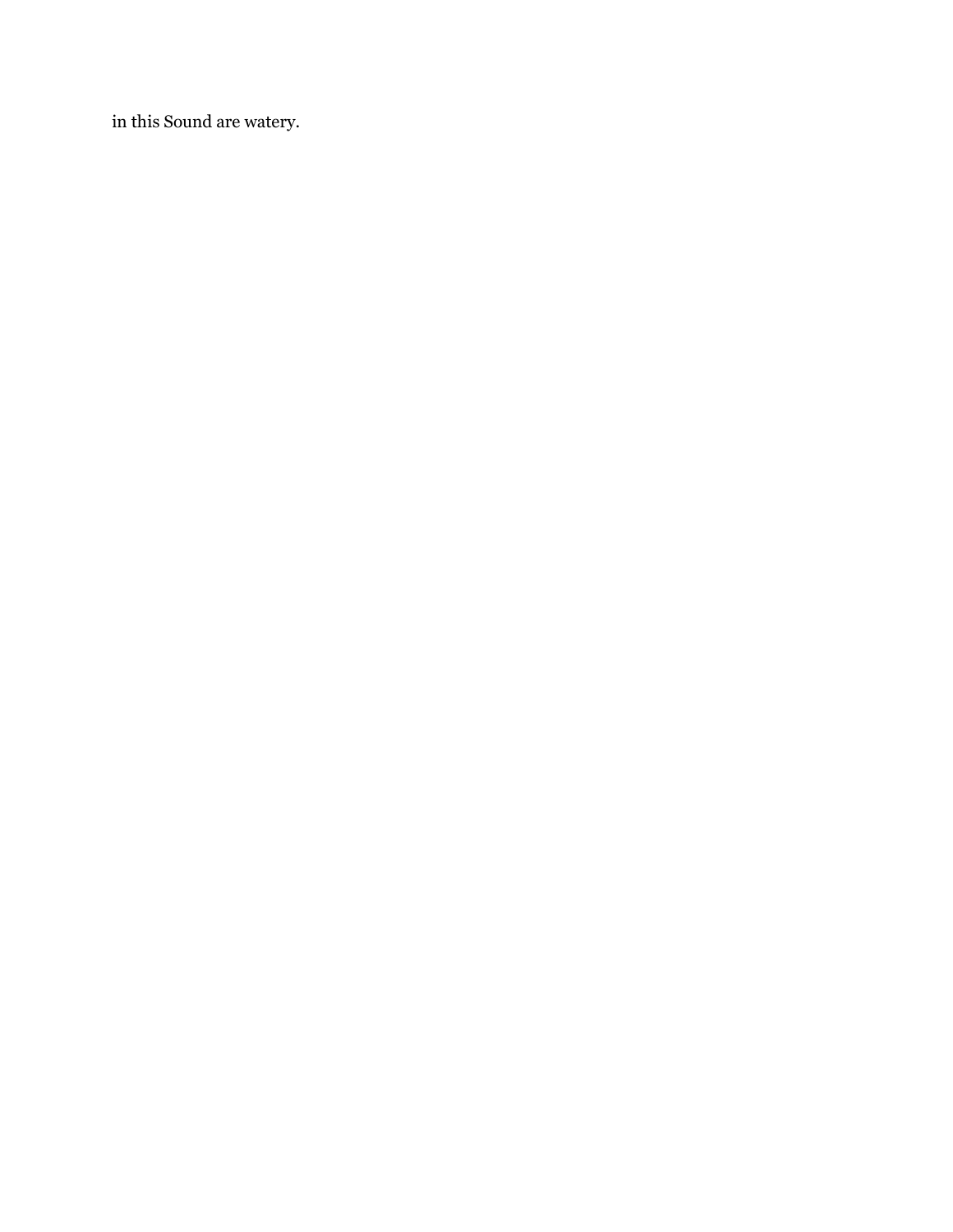in this Sound are watery.